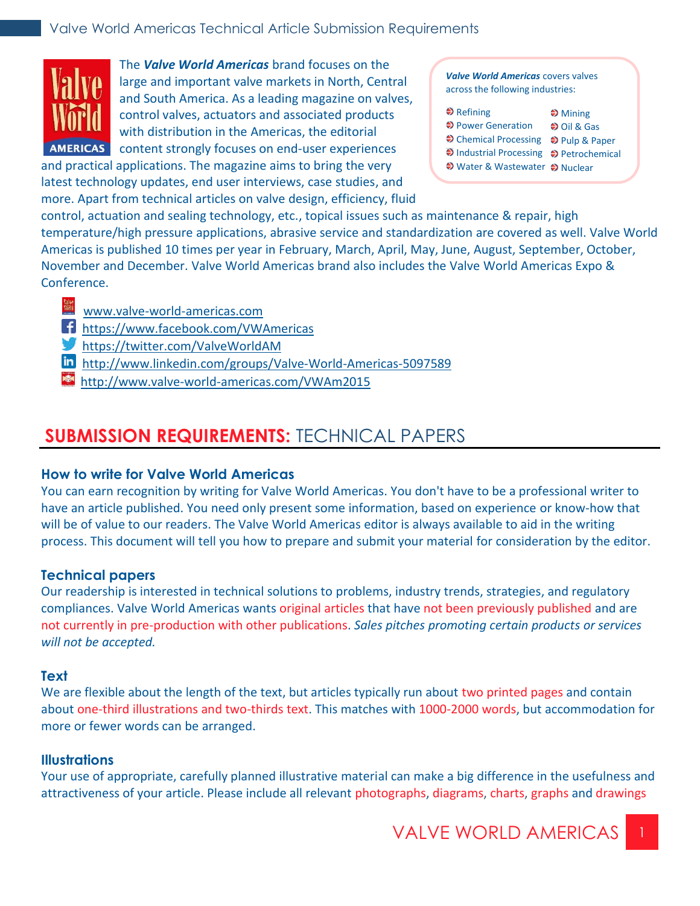# Valve World Americas Technical Article Submission Requirements

The ***Valve World Americas*** brand focuses on the large and important valve markets in North, Central and South America. As a leading magazine on valves, control valves, actuators and associated products with distribution in the Americas, the editorial content strongly focuses on end-user experiences and practical applications. The magazine aims to bring the very latest technology updates, end user interviews, case studies, and more. Apart from technical articles on valve design, efficiency, fluid control, actuation and sealing technology, etc., topical issues such as maintenance & repair, high temperature/high pressure applications, abrasive service and standardization are covered as well. Valve World Americas is published 10 times per year in February, March, April, May, June, August, September, October, November and December. Valve World Americas brand also includes the Valve World Americas Expo & Conference.

***Valve World Americas*** covers valves across the following industries:

- Refining
- Power Generation
- Chemical Processing
- Industrial Processing
- Water & Wastewater
- Mining
- Oil & Gas
- Pulp & Paper
- Petrochemical
- Nuclear

- www.valve-world-americas.com
- https://www.facebook.com/VWAmericas
- https://twitter.com/ValveWorldAM
- http://www.linkedin.com/groups/Valve-World-Americas-5097589
- http://www.valve-world-americas.com/VWAm2015

## SUBMISSION REQUIREMENTS: TECHNICAL PAPERS

### How to write for Valve World Americas

You can earn recognition by writing for Valve World Americas. You don't have to be a professional writer to have an article published. You need only present some information, based on experience or know-how that will be of value to our readers. The Valve World Americas editor is always available to aid in the writing process. This document will tell you how to prepare and submit your material for consideration by the editor.

### Technical papers

Our readership is interested in technical solutions to problems, industry trends, strategies, and regulatory compliances. Valve World Americas wants original articles that have not been previously published and are not currently in pre-production with other publications. *Sales pitches promoting certain products or services will not be accepted.*

### Text

We are flexible about the length of the text, but articles typically run about two printed pages and contain about one-third illustrations and two-thirds text. This matches with 1000-2000 words, but accommodation for more or fewer words can be arranged.

### Illustrations

Your use of appropriate, carefully planned illustrative material can make a big difference in the usefulness and attractiveness of your article. Please include all relevant photographs, diagrams, charts, graphs and drawings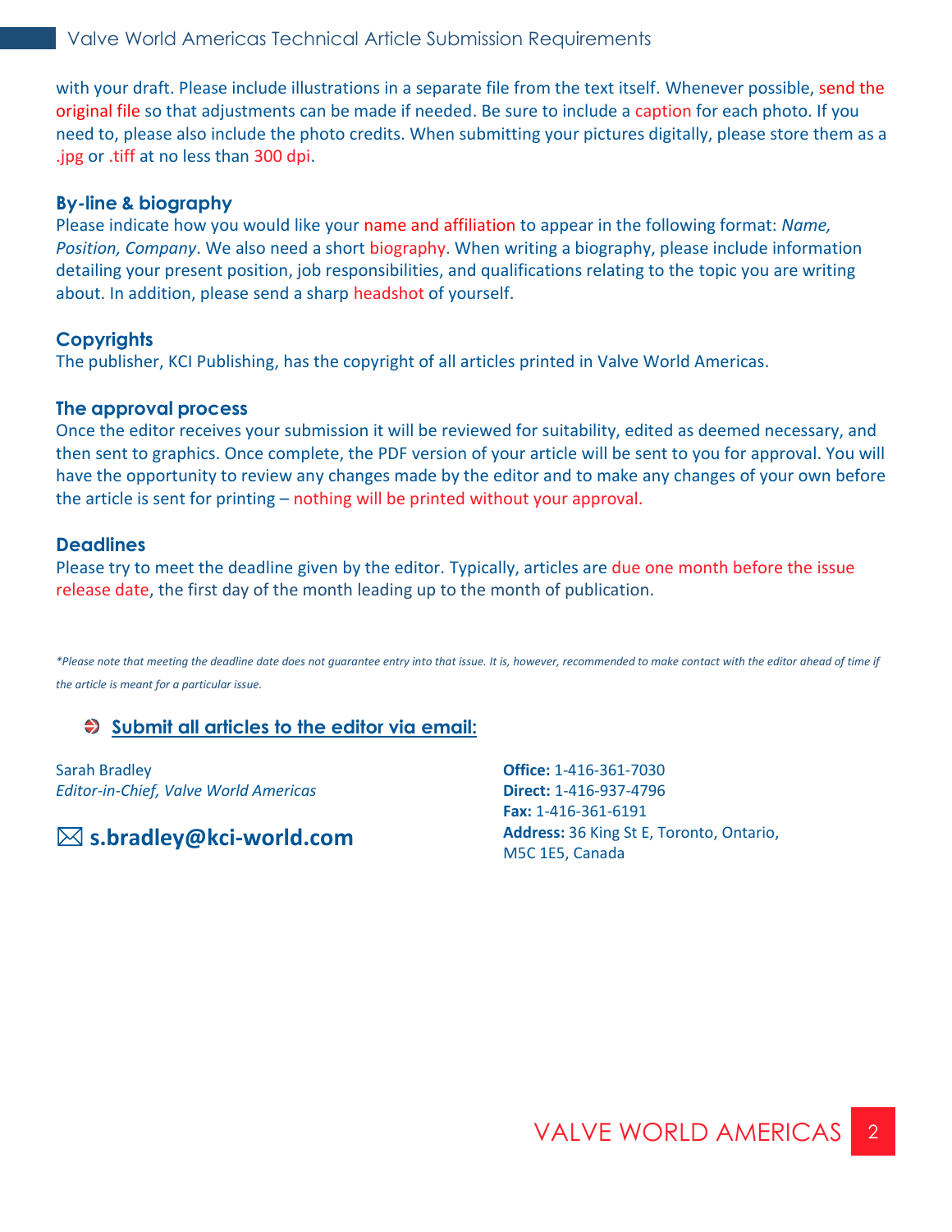with your draft. Please include illustrations in a separate file from the text itself. Whenever possible, send the original file so that adjustments can be made if needed. Be sure to include a caption for each photo. If you need to, please also include the photo credits. When submitting your pictures digitally, please store them as a .jpg or .tiff at no less than 300 dpi.

### By-line & biography

Please indicate how you would like your name and affiliation to appear in the following format: *Name, Position, Company*. We also need a short biography. When writing a biography, please include information detailing your present position, job responsibilities, and qualifications relating to the topic you are writing about. In addition, please send a sharp headshot of yourself.

### Copyrights

The publisher, KCI Publishing, has the copyright of all articles printed in Valve World Americas.

### The approval process

Once the editor receives your submission it will be reviewed for suitability, edited as deemed necessary, and then sent to graphics. Once complete, the PDF version of your article will be sent to you for approval. You will have the opportunity to review any changes made by the editor and to make any changes of your own before the article is sent for printing – nothing will be printed without your approval.

### Deadlines

Please try to meet the deadline given by the editor. Typically, articles are due one month before the issue release date, the first day of the month leading up to the month of publication.

*\*Please note that meeting the deadline date does not guarantee entry into that issue. It is, however, recommended to make contact with the editor ahead of time if the article is meant for a particular issue.*

**Submit all articles to the editor via email:**

Sarah Bradley
*Editor-in-Chief, Valve World Americas*

**s.bradley@kci-world.com**

**Office:** 1-416-361-7030
**Direct:** 1-416-937-4796
**Fax:** 1-416-361-6191
**Address:** 36 King St E, Toronto, Ontario, M5C 1E5, Canada